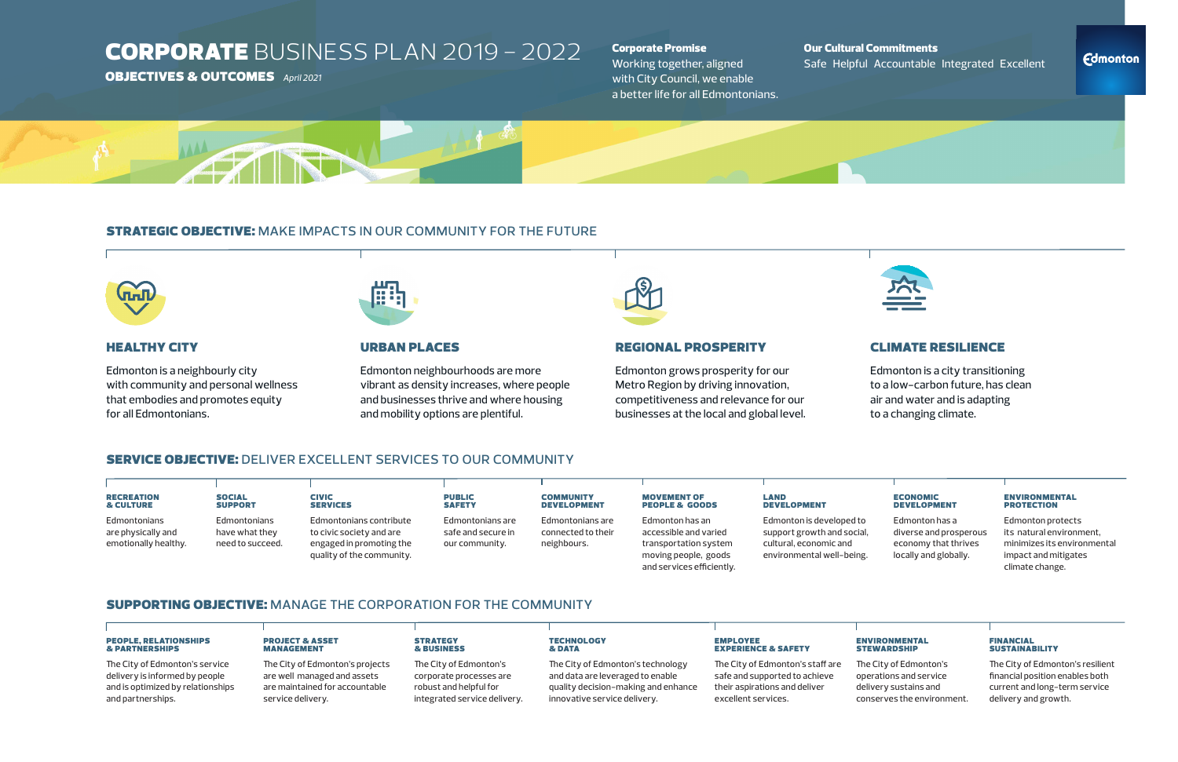# CORPORATE BUSINESS PLAN 2019 – 2022

**OBJECTIVES & OUTCOMES** *April 2021*

**Corporate Promise**
Working together, aligned with City Council, we enable a better life for all Edmontonians.

**Our Cultural Commitments**
Safe Helpful Accountable Integrated Excellent

Edmonton

## STRATEGIC OBJECTIVE: MAKE IMPACTS IN OUR COMMUNITY FOR THE FUTURE

### HEALTHY CITY

Edmonton is a neighbourly city with community and personal wellness that embodies and promotes equity for all Edmontonians.

### URBAN PLACES

Edmonton neighbourhoods are more vibrant as density increases, where people and businesses thrive and where housing and mobility options are plentiful.

### REGIONAL PROSPERITY

Edmonton grows prosperity for our Metro Region by driving innovation, competitiveness and relevance for our businesses at the local and global level.

### CLIMATE RESILIENCE

Edmonton is a city transitioning to a low-carbon future, has clean air and water and is adapting to a changing climate.

## SERVICE OBJECTIVE: DELIVER EXCELLENT SERVICES TO OUR COMMUNITY

**RECREATION & CULTURE**
Edmontonians are physically and emotionally healthy.

**SOCIAL SUPPORT**
Edmontonians have what they need to succeed.

**CIVIC SERVICES**
Edmontonians contribute to civic society and are engaged in promoting the quality of the community.

**PUBLIC SAFETY**
Edmontonians are safe and secure in our community.

**COMMUNITY DEVELOPMENT**
Edmontonians are connected to their neighbours.

**MOVEMENT OF PEOPLE & GOODS**
Edmonton has an accessible and varied transportation system moving people, goods and services efficiently.

**LAND DEVELOPMENT**
Edmonton is developed to support growth and social, cultural, economic and environmental well-being.

**ECONOMIC DEVELOPMENT**
Edmonton has a diverse and prosperous economy that thrives locally and globally.

**ENVIRONMENTAL PROTECTION**
Edmonton protects its natural environment, minimizes its environmental impact and mitigates climate change.

## SUPPORTING OBJECTIVE: MANAGE THE CORPORATION FOR THE COMMUNITY

**PEOPLE, RELATIONSHIPS & PARTNERSHIPS**
The City of Edmonton's service delivery is informed by people and is optimized by relationships and partnerships.

**PROJECT & ASSET MANAGEMENT**
The City of Edmonton's projects are well managed and assets are maintained for accountable service delivery.

**STRATEGY & BUSINESS**
The City of Edmonton's corporate processes are robust and helpful for integrated service delivery.

**TECHNOLOGY & DATA**
The City of Edmonton's technology and data are leveraged to enable quality decision-making and enhance innovative service delivery.

**EMPLOYEE EXPERIENCE & SAFETY**
The City of Edmonton's staff are safe and supported to achieve their aspirations and deliver excellent services.

**ENVIRONMENTAL STEWARDSHIP**
The City of Edmonton's operations and service delivery sustains and conserves the environment.

**FINANCIAL SUSTAINABILITY**
The City of Edmonton's resilient financial position enables both current and long-term service delivery and growth.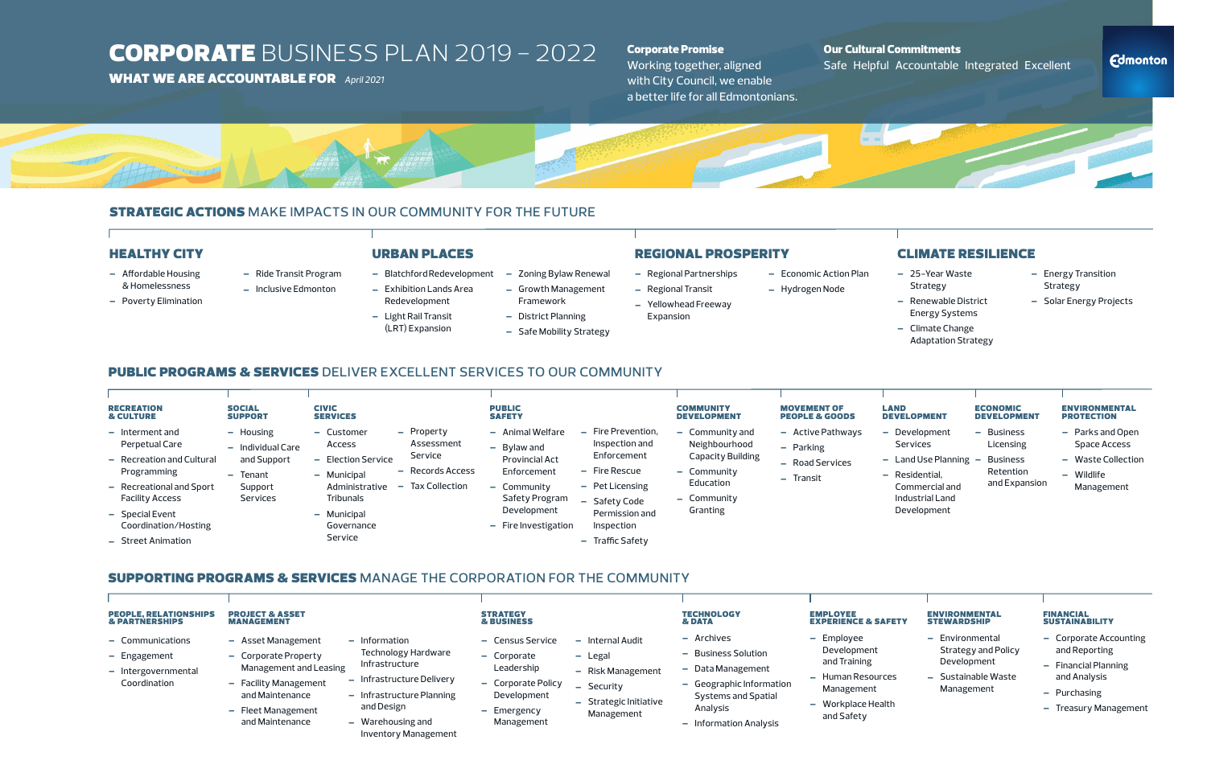# **CORPORATE** BUSINESS PLAN 2019 – 2022

**WHAT WE ARE ACCOUNTABLE FOR** *April 2021*

**Corporate Promise**
Working together, aligned with City Council, we enable a better life for all Edmontonians.

**Our Cultural Commitments**
Safe Helpful Accountable Integrated Excellent

Edmonton

## **STRATEGIC ACTIONS** MAKE IMPACTS IN OUR COMMUNITY FOR THE FUTURE

### HEALTHY CITY

- Affordable Housing & Homelessness
- Poverty Elimination
- Ride Transit Program
- Inclusive Edmonton

### URBAN PLACES

- Blatchford Redevelopment
- Exhibition Lands Area Redevelopment
- Light Rail Transit (LRT) Expansion
- Zoning Bylaw Renewal
- Growth Management Framework
- District Planning
- Safe Mobility Strategy

### REGIONAL PROSPERITY

- Regional Partnerships
- Regional Transit
- Yellowhead Freeway Expansion
- Economic Action Plan
- Hydrogen Node

### CLIMATE RESILIENCE

- 25-Year Waste Strategy
- Renewable District Energy Systems
- Climate Change Adaptation Strategy
- Energy Transition Strategy
- Solar Energy Projects

## **PUBLIC PROGRAMS & SERVICES** DELIVER EXCELLENT SERVICES TO OUR COMMUNITY

### RECREATION & CULTURE

- Interment and Perpetual Care
- Recreation and Cultural Programming
- Recreational and Sport Facility Access
- Special Event Coordination/Hosting
- Street Animation

### SOCIAL SUPPORT

- Housing
- Individual Care and Support
- Tenant Support Services

### CIVIC SERVICES

- Customer Access
- Election Service
- Municipal Administrative Tribunals
- Municipal Governance Service
- Property Assessment Service
- Records Access
- Tax Collection

### PUBLIC SAFETY

- Animal Welfare
- Bylaw and Provincial Act Enforcement
- Community Safety Program Development
- Fire Investigation
- Fire Prevention, Inspection and Enforcement
- Fire Rescue
- Pet Licensing
- Safety Code Permission and Inspection
- Traffic Safety

### COMMUNITY DEVELOPMENT

- Community and Neighbourhood Capacity Building
- Community Education
- Community Granting

### MOVEMENT OF PEOPLE & GOODS

- Active Pathways
- Parking
- Road Services
- Transit

### LAND DEVELOPMENT

- Development Services
- Land Use Planning
- Residential, Commercial and Industrial Land Development

### ECONOMIC DEVELOPMENT

- Business Licensing
- Business Retention and Expansion

### ENVIRONMENTAL PROTECTION

- Parks and Open Space Access
- Waste Collection
- Wildlife Management

## **SUPPORTING PROGRAMS & SERVICES** MANAGE THE CORPORATION FOR THE COMMUNITY

### PEOPLE, RELATIONSHIPS & PARTNERSHIPS

- Communications
- Engagement
- Intergovernmental Coordination

### PROJECT & ASSET MANAGEMENT

- Asset Management
- Corporate Property Management and Leasing
- Facility Management and Maintenance
- Fleet Management and Maintenance
- Information Technology Hardware Infrastructure
- Infrastructure Delivery
- Infrastructure Planning and Design
- Warehousing and Inventory Management

### STRATEGY & BUSINESS

- Census Service
- Corporate Leadership
- Corporate Policy Development
- Emergency Management
- Internal Audit
- Legal
- Risk Management
- Security
- Strategic Initiative Management

### TECHNOLOGY & DATA

- Archives
- Business Solution
- Data Management
- Geographic Information Systems and Spatial Analysis
- Information Analysis

### EMPLOYEE EXPERIENCE & SAFETY

- Employee Development and Training
- Human Resources Management
- Workplace Health and Safety

### ENVIRONMENTAL STEWARDSHIP

- Environmental Strategy and Policy Development
- Sustainable Waste Management

### FINANCIAL SUSTAINABILITY

- Corporate Accounting and Reporting
- Financial Planning and Analysis
- Purchasing
- Treasury Management